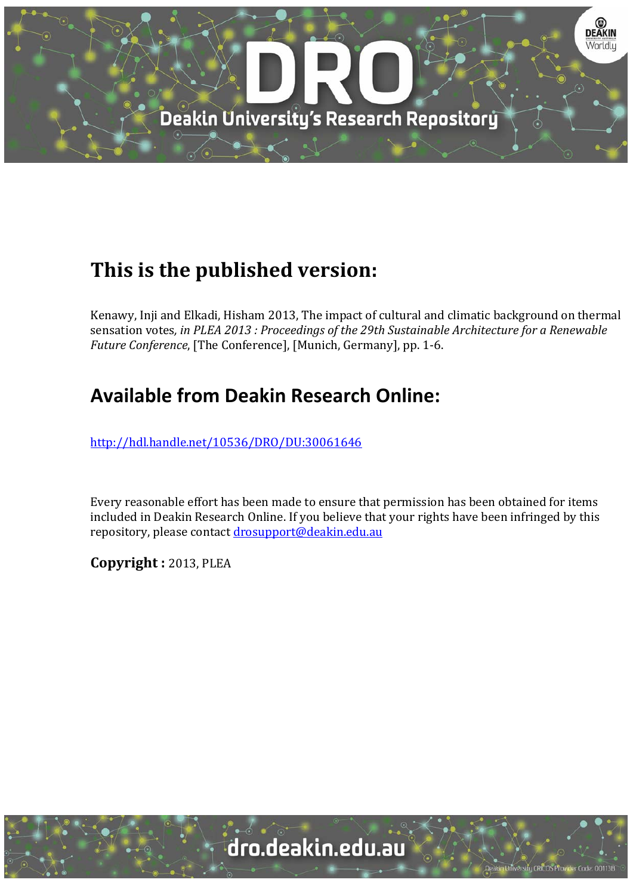# This is the published version:

Kenawy, Inji and Elkadi, Hisham 2013, The impact of cultural and climatic background on thermal sensation votes*, in PLEA 2013 : Proceedings of the 29th Sustainable Architecture for a Renewable Future Conference*, [The Conference], [Munich, Germany], pp. 1-6.

## Available from Deakin Research Online:

http://hdl.handle.net/10536/DRO/DU:30061646

Every reasonable effort has been made to ensure that permission has been obtained for items included in Deakin Research Online. If you believe that your rights have been infringed by this repository, please contact drosupport@deakin.edu.au

**Copyright :** 2013, PLEA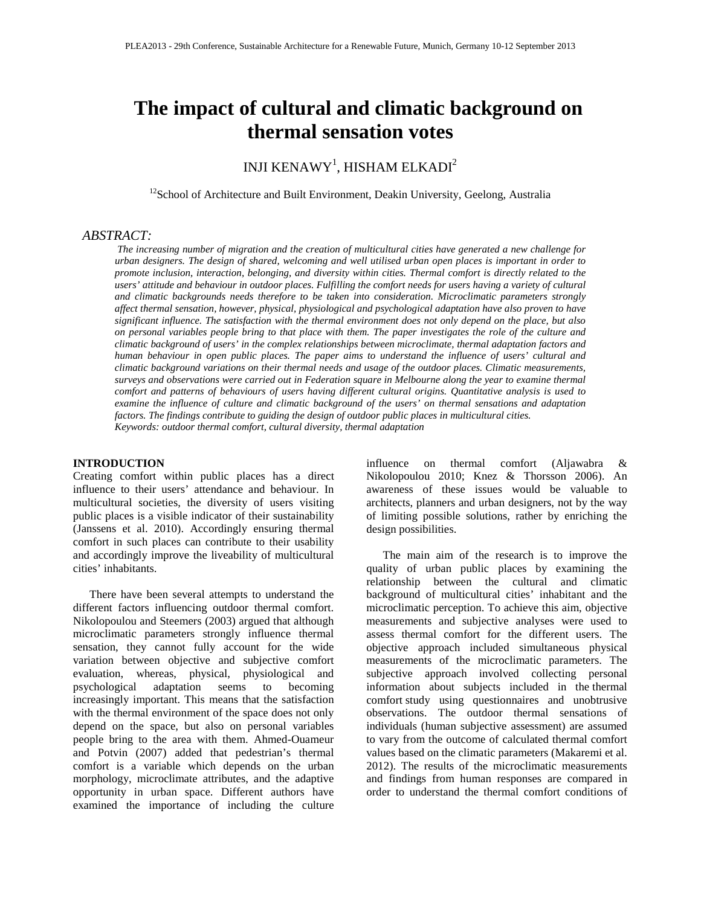# The impact of cultural and climatic background on thermal sensation votes

INJI KENAWY[1], HISHAM ELKADI[2]

[12]School of Architecture and Built Environment, Deakin University, Geelong, Australia

*ABSTRACT:*

*The increasing number of migration and the creation of multicultural cities have generated a new challenge for urban designers. The design of shared, welcoming and well utilised urban open places is important in order to promote inclusion, interaction, belonging, and diversity within cities. Thermal comfort is directly related to the users' attitude and behaviour in outdoor places. Fulfilling the comfort needs for users having a variety of cultural and climatic backgrounds needs therefore to be taken into consideration. Microclimatic parameters strongly affect thermal sensation, however, physical, physiological and psychological adaptation have also proven to have significant influence. The satisfaction with the thermal environment does not only depend on the place, but also on personal variables people bring to that place with them. The paper investigates the role of the culture and climatic background of users' in the complex relationships between microclimate, thermal adaptation factors and human behaviour in open public places. The paper aims to understand the influence of users' cultural and climatic background variations on their thermal needs and usage of the outdoor places. Climatic measurements, surveys and observations were carried out in Federation square in Melbourne along the year to examine thermal comfort and patterns of behaviours of users having different cultural origins. Quantitative analysis is used to examine the influence of culture and climatic background of the users' on thermal sensations and adaptation factors. The findings contribute to guiding the design of outdoor public places in multicultural cities.*
*Keywords: outdoor thermal comfort, cultural diversity, thermal adaptation*

## INTRODUCTION

Creating comfort within public places has a direct influence to their users' attendance and behaviour. In multicultural societies, the diversity of users visiting public places is a visible indicator of their sustainability (Janssens et al. 2010). Accordingly ensuring thermal comfort in such places can contribute to their usability and accordingly improve the liveability of multicultural cities' inhabitants.

There have been several attempts to understand the different factors influencing outdoor thermal comfort. Nikolopoulou and Steemers (2003) argued that although microclimatic parameters strongly influence thermal sensation, they cannot fully account for the wide variation between objective and subjective comfort evaluation, whereas, physical, physiological and psychological adaptation seems to becoming increasingly important. This means that the satisfaction with the thermal environment of the space does not only depend on the space, but also on personal variables people bring to the area with them. Ahmed-Ouameur and Potvin (2007) added that pedestrian's thermal comfort is a variable which depends on the urban morphology, microclimate attributes, and the adaptive opportunity in urban space. Different authors have examined the importance of including the culture influence on thermal comfort (Aljawabra & Nikolopoulou 2010; Knez & Thorsson 2006). An awareness of these issues would be valuable to architects, planners and urban designers, not by the way of limiting possible solutions, rather by enriching the design possibilities.

The main aim of the research is to improve the quality of urban public places by examining the relationship between the cultural and climatic background of multicultural cities' inhabitant and the microclimatic perception. To achieve this aim, objective measurements and subjective analyses were used to assess thermal comfort for the different users. The objective approach included simultaneous physical measurements of the microclimatic parameters. The subjective approach involved collecting personal information about subjects included in the thermal comfort study using questionnaires and unobtrusive observations. The outdoor thermal sensations of individuals (human subjective assessment) are assumed to vary from the outcome of calculated thermal comfort values based on the climatic parameters (Makaremi et al. 2012). The results of the microclimatic measurements and findings from human responses are compared in order to understand the thermal comfort conditions of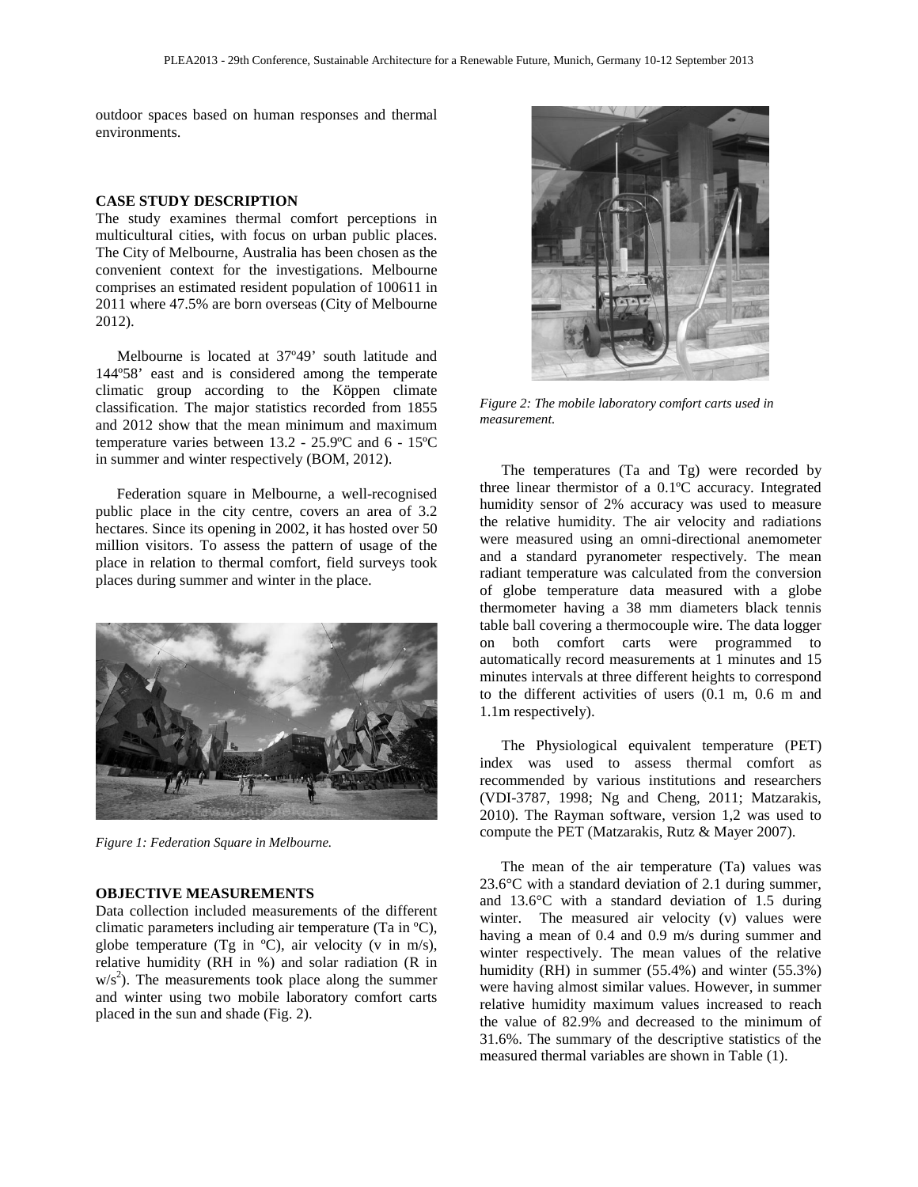outdoor spaces based on human responses and thermal environments.

## CASE STUDY DESCRIPTION

The study examines thermal comfort perceptions in multicultural cities, with focus on urban public places. The City of Melbourne, Australia has been chosen as the convenient context for the investigations. Melbourne comprises an estimated resident population of 100611 in 2011 where 47.5% are born overseas (City of Melbourne 2012).

Melbourne is located at 37º49’ south latitude and 144º58’ east and is considered among the temperate climatic group according to the Köppen climate classification. The major statistics recorded from 1855 and 2012 show that the mean minimum and maximum temperature varies between 13.2 - 25.9ºC and 6 - 15ºC in summer and winter respectively (BOM, 2012).

Federation square in Melbourne, a well-recognised public place in the city centre, covers an area of 3.2 hectares. Since its opening in 2002, it has hosted over 50 million visitors. To assess the pattern of usage of the place in relation to thermal comfort, field surveys took places during summer and winter in the place.

*Figure 1: Federation Square in Melbourne.*

## OBJECTIVE MEASUREMENTS

Data collection included measurements of the different climatic parameters including air temperature (Ta in ºC), globe temperature (Tg in ºC), air velocity (v in m/s), relative humidity (RH in %) and solar radiation (R in $w/s^2$). The measurements took place along the summer and winter using two mobile laboratory comfort carts placed in the sun and shade (Fig. 2).

*Figure 2: The mobile laboratory comfort carts used in measurement.*

The temperatures (Ta and Tg) were recorded by three linear thermistor of a 0.1ºC accuracy. Integrated humidity sensor of 2% accuracy was used to measure the relative humidity. The air velocity and radiations were measured using an omni-directional anemometer and a standard pyranometer respectively. The mean radiant temperature was calculated from the conversion of globe temperature data measured with a globe thermometer having a 38 mm diameters black tennis table ball covering a thermocouple wire. The data logger on both comfort carts were programmed to automatically record measurements at 1 minutes and 15 minutes intervals at three different heights to correspond to the different activities of users (0.1 m, 0.6 m and 1.1m respectively).

The Physiological equivalent temperature (PET) index was used to assess thermal comfort as recommended by various institutions and researchers (VDI-3787, 1998; Ng and Cheng, 2011; Matzarakis, 2010). The Rayman software, version 1,2 was used to compute the PET (Matzarakis, Rutz & Mayer 2007).

The mean of the air temperature (Ta) values was 23.6°C with a standard deviation of 2.1 during summer, and 13.6°C with a standard deviation of 1.5 during winter. The measured air velocity (v) values were having a mean of 0.4 and 0.9 m/s during summer and winter respectively. The mean values of the relative humidity (RH) in summer (55.4%) and winter (55.3%) were having almost similar values. However, in summer relative humidity maximum values increased to reach the value of 82.9% and decreased to the minimum of 31.6%. The summary of the descriptive statistics of the measured thermal variables are shown in Table (1).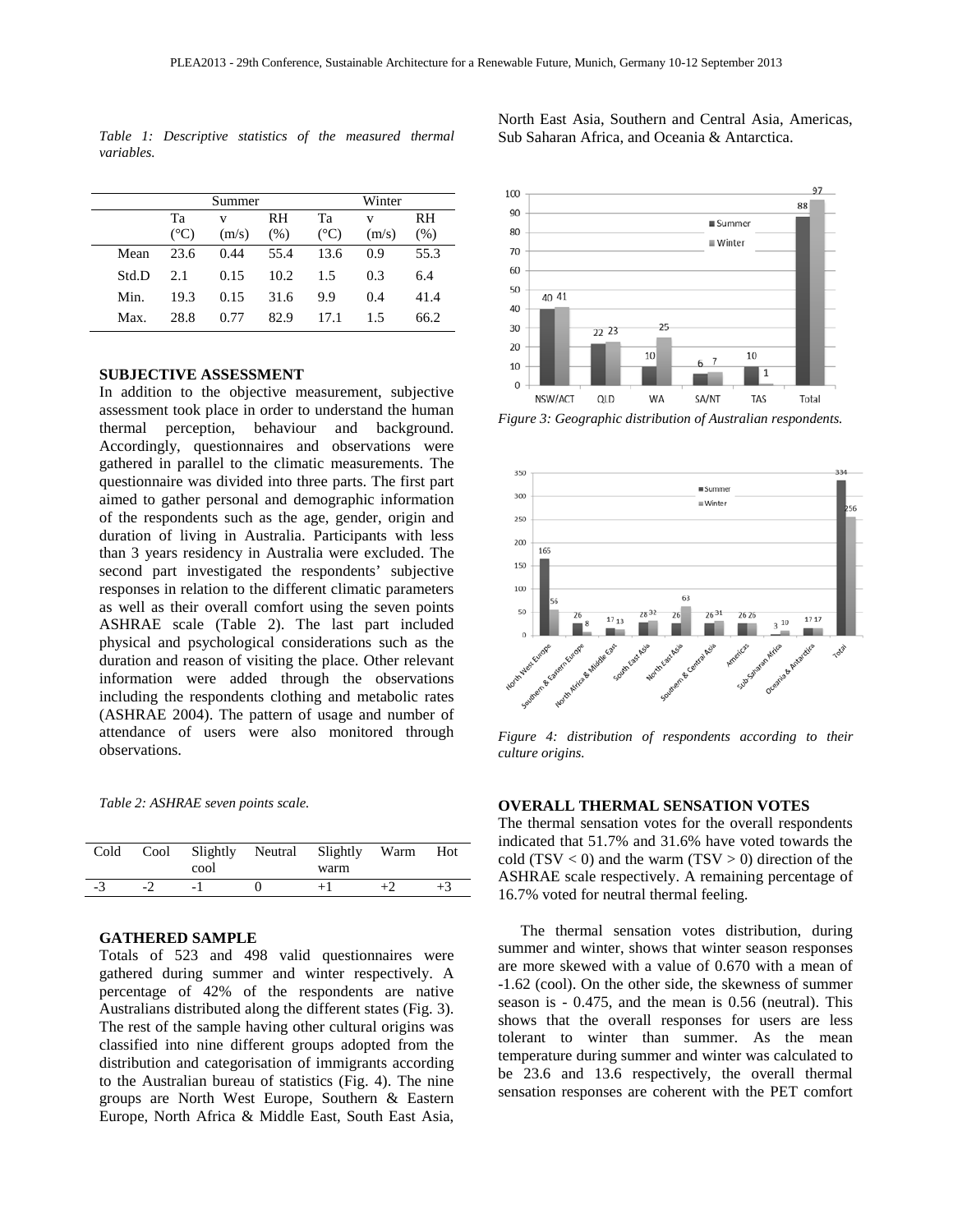*Table 1: Descriptive statistics of the measured thermal variables.*

| | Summer | | | Winter | | |
|---|---|---|---|---|---|---|
| | Ta (°C) | v (m/s) | RH (%) | Ta (°C) | v (m/s) | RH (%) |
| Mean | 23.6 | 0.44 | 55.4 | 13.6 | 0.9 | 55.3 |
| Std.D | 2.1 | 0.15 | 10.2 | 1.5 | 0.3 | 6.4 |
| Min. | 19.3 | 0.15 | 31.6 | 9.9 | 0.4 | 41.4 |
| Max. | 28.8 | 0.77 | 82.9 | 17.1 | 1.5 | 66.2 |

## SUBJECTIVE ASSESSMENT

In addition to the objective measurement, subjective assessment took place in order to understand the human thermal perception, behaviour and background. Accordingly, questionnaires and observations were gathered in parallel to the climatic measurements. The questionnaire was divided into three parts. The first part aimed to gather personal and demographic information of the respondents such as the age, gender, origin and duration of living in Australia. Participants with less than 3 years residency in Australia were excluded. The second part investigated the respondents' subjective responses in relation to the different climatic parameters as well as their overall comfort using the seven points ASHRAE scale (Table 2). The last part included physical and psychological considerations such as the duration and reason of visiting the place. Other relevant information were added through the observations including the respondents clothing and metabolic rates (ASHRAE 2004). The pattern of usage and number of attendance of users were also monitored through observations.

*Table 2: ASHRAE seven points scale.*

| Cold | Cool | Slightly cool | Neutral | Slightly warm | Warm | Hot |
|---|---|---|---|---|---|---|
| -3 | -2 | -1 | 0 | +1 | +2 | +3 |

## GATHERED SAMPLE

Totals of 523 and 498 valid questionnaires were gathered during summer and winter respectively. A percentage of 42% of the respondents are native Australians distributed along the different states (Fig. 3). The rest of the sample having other cultural origins was classified into nine different groups adopted from the distribution and categorisation of immigrants according to the Australian bureau of statistics (Fig. 4). The nine groups are North West Europe, Southern & Eastern Europe, North Africa & Middle East, South East Asia, North East Asia, Southern and Central Asia, Americas, Sub Saharan Africa, and Oceania & Antarctica.

*Figure 3: Geographic distribution of Australian respondents.*

*Figure 4: distribution of respondents according to their culture origins.*

## OVERALL THERMAL SENSATION VOTES

The thermal sensation votes for the overall respondents indicated that 51.7% and 31.6% have voted towards the cold (TSV < 0) and the warm (TSV > 0) direction of the ASHRAE scale respectively. A remaining percentage of 16.7% voted for neutral thermal feeling.

The thermal sensation votes distribution, during summer and winter, shows that winter season responses are more skewed with a value of 0.670 with a mean of -1.62 (cool). On the other side, the skewness of summer season is - 0.475, and the mean is 0.56 (neutral). This shows that the overall responses for users are less tolerant to winter than summer. As the mean temperature during summer and winter was calculated to be 23.6 and 13.6 respectively, the overall thermal sensation responses are coherent with the PET comfort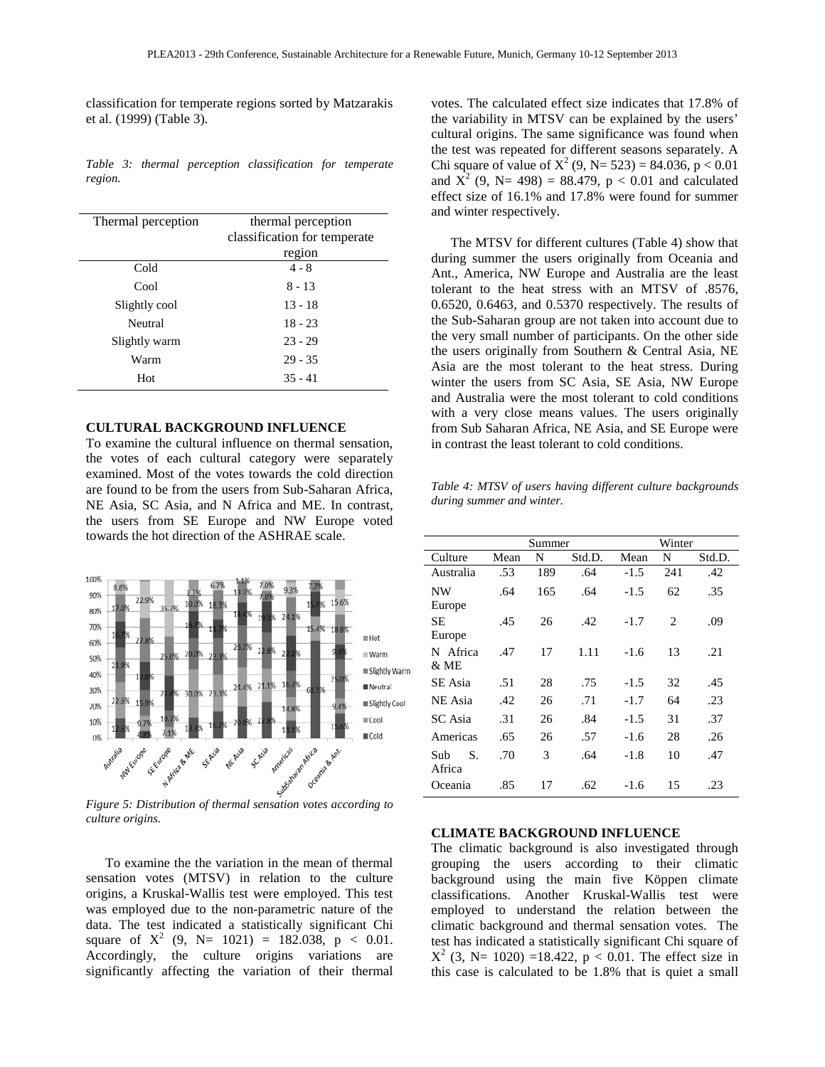classification for temperate regions sorted by Matzarakis et al. (1999) (Table 3).

*Table 3: thermal perception classification for temperate region.*

| Thermal perception | thermal perception classification for temperate region |
|---|---|
| Cold | 4 - 8 |
| Cool | 8 - 13 |
| Slightly cool | 13 - 18 |
| Neutral | 18 - 23 |
| Slightly warm | 23 - 29 |
| Warm | 29 - 35 |
| Hot | 35 - 41 |

## CULTURAL BACKGROUND INFLUENCE

To examine the cultural influence on thermal sensation, the votes of each cultural category were separately examined. Most of the votes towards the cold direction are found to be from the users from Sub-Saharan Africa, NE Asia, SC Asia, and N Africa and ME. In contrast, the users from SE Europe and NW Europe voted towards the hot direction of the ASHRAE scale.

*Figure 5: Distribution of thermal sensation votes according to culture origins.*

To examine the the variation in the mean of thermal sensation votes (MTSV) in relation to the culture origins, a Kruskal-Wallis test were employed. This test was employed due to the non-parametric nature of the data. The test indicated a statistically significant Chi square of $X^2$ (9, N= 1021) = 182.038, $p < 0.01$. Accordingly, the culture origins variations are significantly affecting the variation of their thermal votes. The calculated effect size indicates that 17.8% of the variability in MTSV can be explained by the users' cultural origins. The same significance was found when the test was repeated for different seasons separately. A Chi square of value of $X^2$ (9, N= 523) = 84.036, $p < 0.01$ and $X^2$ (9, N= 498) = 88.479, $p < 0.01$ and calculated effect size of 16.1% and 17.8% were found for summer and winter respectively.

The MTSV for different cultures (Table 4) show that during summer the users originally from Oceania and Ant., America, NW Europe and Australia are the least tolerant to the heat stress with an MTSV of .8576, 0.6520, 0.6463, and 0.5370 respectively. The results of the Sub-Saharan group are not taken into account due to the very small number of participants. On the other side the users originally from Southern & Central Asia, NE Asia are the most tolerant to the heat stress. During winter the users from SC Asia, SE Asia, NW Europe and Australia were the most tolerant to cold conditions with a very close means values. The users originally from Sub Saharan Africa, NE Asia, and SE Europe were in contrast the least tolerant to cold conditions.

*Table 4: MTSV of users having different culture backgrounds during summer and winter.*

| | Summer | | | Winter | | |
|---|---|---|---|---|---|---|
| Culture | Mean | N | Std.D. | Mean | N | Std.D. |
| Australia | .53 | 189 | .64 | -1.5 | 241 | .42 |
| NW Europe | .64 | 165 | .64 | -1.5 | 62 | .35 |
| SE Europe | .45 | 26 | .42 | -1.7 | 2 | .09 |
| N Africa & ME | .47 | 17 | 1.11 | -1.6 | 13 | .21 |
| SE Asia | .51 | 28 | .75 | -1.5 | 32 | .45 |
| NE Asia | .42 | 26 | .71 | -1.7 | 64 | .23 |
| SC Asia | .31 | 26 | .84 | -1.5 | 31 | .37 |
| Americas | .65 | 26 | .57 | -1.6 | 28 | .26 |
| Sub S. Africa | .70 | 3 | .64 | -1.8 | 10 | .47 |
| Oceania | .85 | 17 | .62 | -1.6 | 15 | .23 |

## CLIMATE BACKGROUND INFLUENCE

The climatic background is also investigated through grouping the users according to their climatic background using the main five Köppen climate classifications. Another Kruskal-Wallis test were employed to understand the relation between the climatic background and thermal sensation votes. The test has indicated a statistically significant Chi square of $X^2$ (3, N= 1020) =18.422, $p < 0.01$. The effect size in this case is calculated to be 1.8% that is quiet a small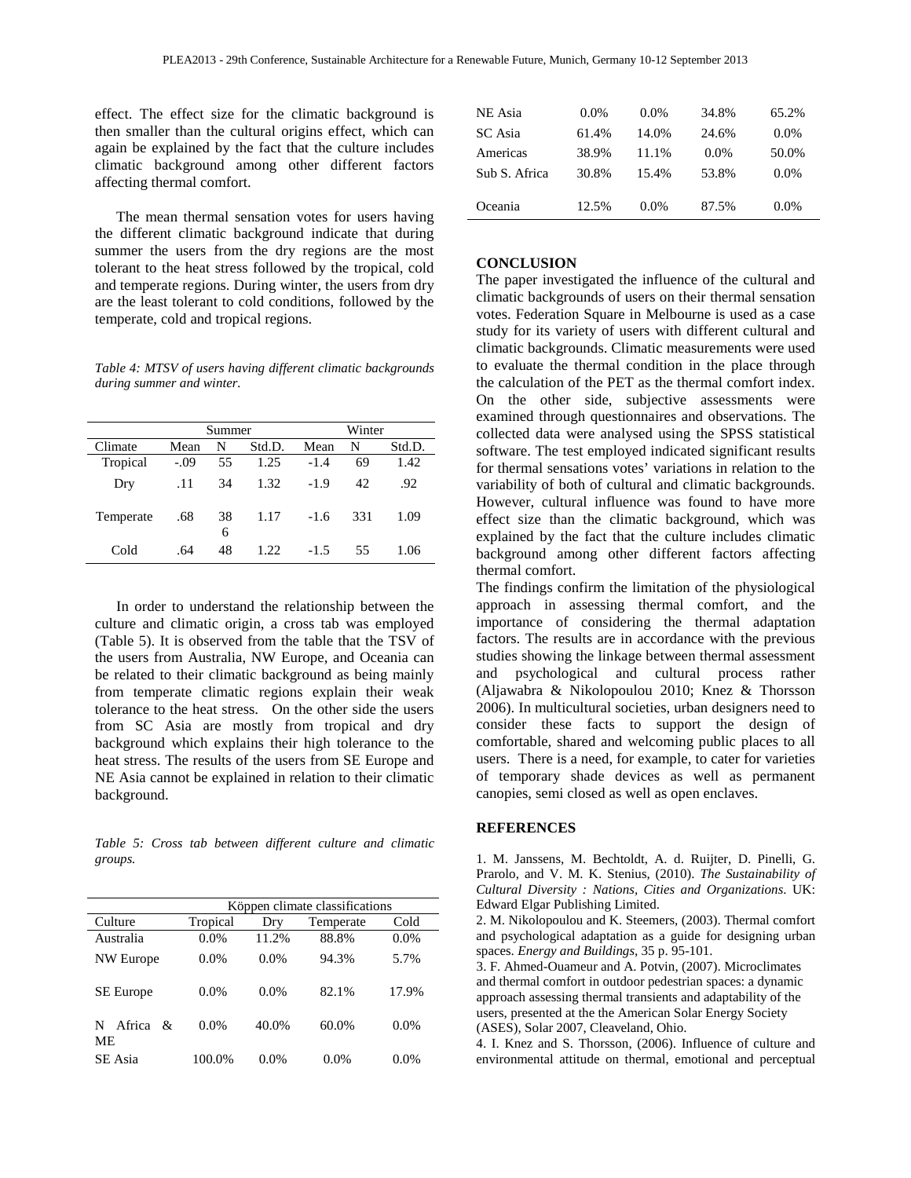effect. The effect size for the climatic background is then smaller than the cultural origins effect, which can again be explained by the fact that the culture includes climatic background among other different factors affecting thermal comfort.

The mean thermal sensation votes for users having the different climatic background indicate that during summer the users from the dry regions are the most tolerant to the heat stress followed by the tropical, cold and temperate regions. During winter, the users from dry are the least tolerant to cold conditions, followed by the temperate, cold and tropical regions.

*Table 4: MTSV of users having different climatic backgrounds during summer and winter.*

| | Summer | | | Winter | | |
|---|---|---|---|---|---|---|
| Climate | Mean | N | Std.D. | Mean | N | Std.D. |
| Tropical | -.09 | 55 | 1.25 | -1.4 | 69 | 1.42 |
| Dry | .11 | 34 | 1.32 | -1.9 | 42 | .92 |
| Temperate | .68 | 386 | 1.17 | -1.6 | 331 | 1.09 |
| Cold | .64 | 48 | 1.22 | -1.5 | 55 | 1.06 |

In order to understand the relationship between the culture and climatic origin, a cross tab was employed (Table 5). It is observed from the table that the TSV of the users from Australia, NW Europe, and Oceania can be related to their climatic background as being mainly from temperate climatic regions explain their weak tolerance to the heat stress. On the other side the users from SC Asia are mostly from tropical and dry background which explains their high tolerance to the heat stress. The results of the users from SE Europe and NE Asia cannot be explained in relation to their climatic background.

*Table 5: Cross tab between different culture and climatic groups.*

| | Köppen climate classifications | | | |
|---|---|---|---|---|
| Culture | Tropical | Dry | Temperate | Cold |
| Australia | 0.0% | 11.2% | 88.8% | 0.0% |
| NW Europe | 0.0% | 0.0% | 94.3% | 5.7% |
| SE Europe | 0.0% | 0.0% | 82.1% | 17.9% |
| N Africa & ME | 0.0% | 40.0% | 60.0% | 0.0% |
| SE Asia | 100.0% | 0.0% | 0.0% | 0.0% |
| NE Asia | 0.0% | 0.0% | 34.8% | 65.2% |
| SC Asia | 61.4% | 14.0% | 24.6% | 0.0% |
| Americas | 38.9% | 11.1% | 0.0% | 50.0% |
| Sub S. Africa | 30.8% | 15.4% | 53.8% | 0.0% |
| Oceania | 12.5% | 0.0% | 87.5% | 0.0% |

## CONCLUSION

The paper investigated the influence of the cultural and climatic backgrounds of users on their thermal sensation votes. Federation Square in Melbourne is used as a case study for its variety of users with different cultural and climatic backgrounds. Climatic measurements were used to evaluate the thermal condition in the place through the calculation of the PET as the thermal comfort index. On the other side, subjective assessments were examined through questionnaires and observations. The collected data were analysed using the SPSS statistical software. The test employed indicated significant results for thermal sensations votes' variations in relation to the variability of both of cultural and climatic backgrounds. However, cultural influence was found to have more effect size than the climatic background, which was explained by the fact that the culture includes climatic background among other different factors affecting thermal comfort.

The findings confirm the limitation of the physiological approach in assessing thermal comfort, and the importance of considering the thermal adaptation factors. The results are in accordance with the previous studies showing the linkage between thermal assessment and psychological and cultural process rather (Aljawabra & Nikolopoulou 2010; Knez & Thorsson 2006). In multicultural societies, urban designers need to consider these facts to support the design of comfortable, shared and welcoming public places to all users. There is a need, for example, to cater for varieties of temporary shade devices as well as permanent canopies, semi closed as well as open enclaves.

## REFERENCES

1. M. Janssens, M. Bechtoldt, A. d. Ruijter, D. Pinelli, G. Prarolo, and V. M. K. Stenius, (2010). *The Sustainability of Cultural Diversity : Nations, Cities and Organizations*. UK: Edward Elgar Publishing Limited.
2. M. Nikolopoulou and K. Steemers, (2003). Thermal comfort and psychological adaptation as a guide for designing urban spaces. *Energy and Buildings*, 35 p. 95-101.
3. F. Ahmed-Ouameur and A. Potvin, (2007). Microclimates and thermal comfort in outdoor pedestrian spaces: a dynamic approach assessing thermal transients and adaptability of the users, presented at the the American Solar Energy Society (ASES), Solar 2007, Cleaveland, Ohio.
4. I. Knez and S. Thorsson, (2006). Influence of culture and environmental attitude on thermal, emotional and perceptual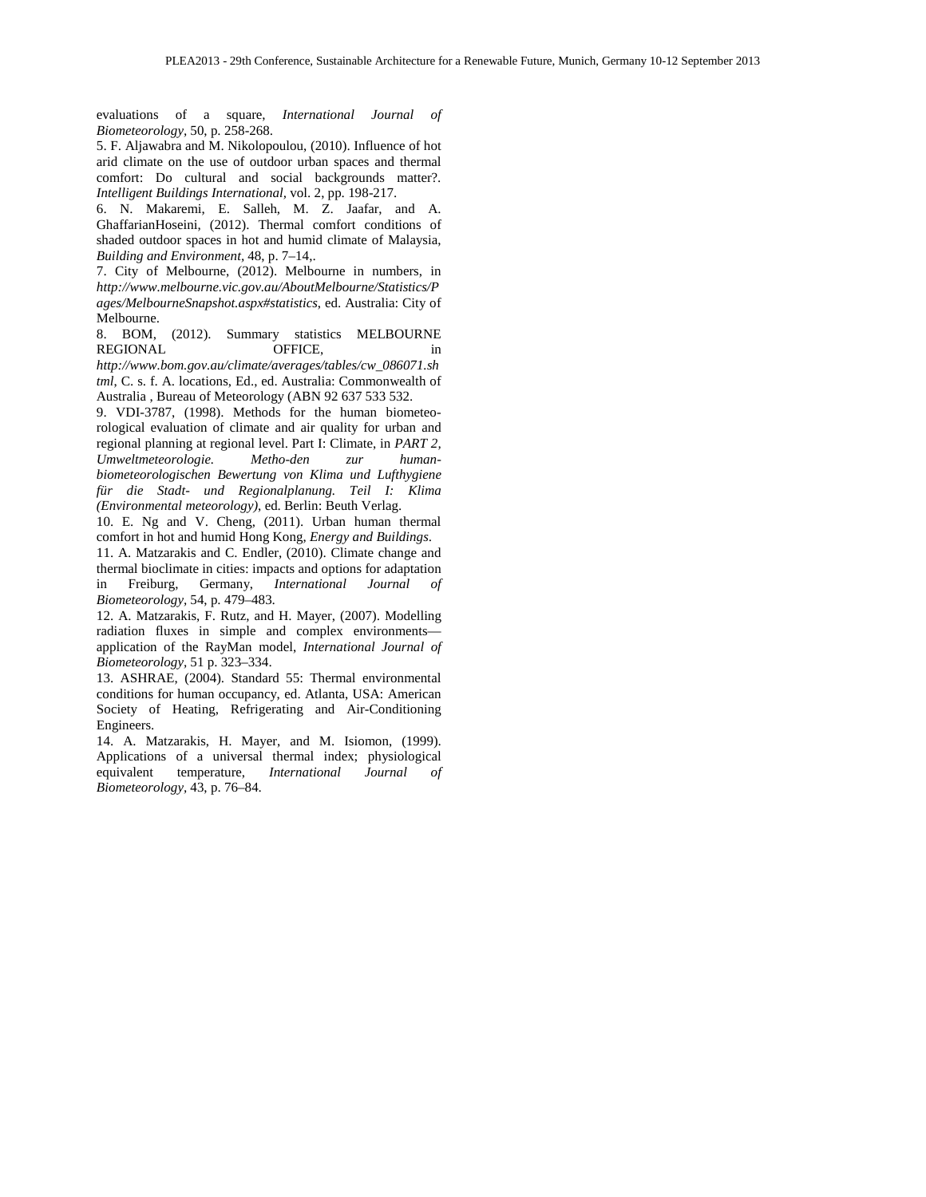evaluations of a square, *International Journal of Biometeorology*, 50, p. 258-268.

5. F. Aljawabra and M. Nikolopoulou, (2010). Influence of hot arid climate on the use of outdoor urban spaces and thermal comfort: Do cultural and social backgrounds matter?. *Intelligent Buildings International*, vol. 2, pp. 198-217.

6. N. Makaremi, E. Salleh, M. Z. Jaafar, and A. GhaffarianHoseini, (2012). Thermal comfort conditions of shaded outdoor spaces in hot and humid climate of Malaysia, *Building and Environment*, 48, p. 7–14,.

7. City of Melbourne, (2012). Melbourne in numbers, in *http://www.melbourne.vic.gov.au/AboutMelbourne/Statistics/Pages/MelbourneSnapshot.aspx#statistics*, ed. Australia: City of Melbourne.

8. BOM, (2012). Summary statistics MELBOURNE REGIONAL OFFICE, in *http://www.bom.gov.au/climate/averages/tables/cw_086071.shtml*, C. s. f. A. locations, Ed., ed. Australia: Commonwealth of Australia , Bureau of Meteorology (ABN 92 637 533 532.

9. VDI-3787, (1998). Methods for the human biometeorological evaluation of climate and air quality for urban and regional planning at regional level. Part I: Climate, in *PART 2, Umweltmeteorologie. Metho-den zur human-biometeorologischen Bewertung von Klima und Lufthygiene für die Stadt- und Regionalplanung. Teil I: Klima (Environmental meteorology)*, ed. Berlin: Beuth Verlag.

10. E. Ng and V. Cheng, (2011). Urban human thermal comfort in hot and humid Hong Kong, *Energy and Buildings*.

11. A. Matzarakis and C. Endler, (2010). Climate change and thermal bioclimate in cities: impacts and options for adaptation in Freiburg, Germany, *International Journal of Biometeorology*, 54, p. 479–483.

12. A. Matzarakis, F. Rutz, and H. Mayer, (2007). Modelling radiation fluxes in simple and complex environments—application of the RayMan model, *International Journal of Biometeorology*, 51 p. 323–334.

13. ASHRAE, (2004). Standard 55: Thermal environmental conditions for human occupancy, ed. Atlanta, USA: American Society of Heating, Refrigerating and Air-Conditioning Engineers.

14. A. Matzarakis, H. Mayer, and M. Isiomon, (1999). Applications of a universal thermal index; physiological equivalent temperature, *International Journal of Biometeorology*, 43, p. 76–84.